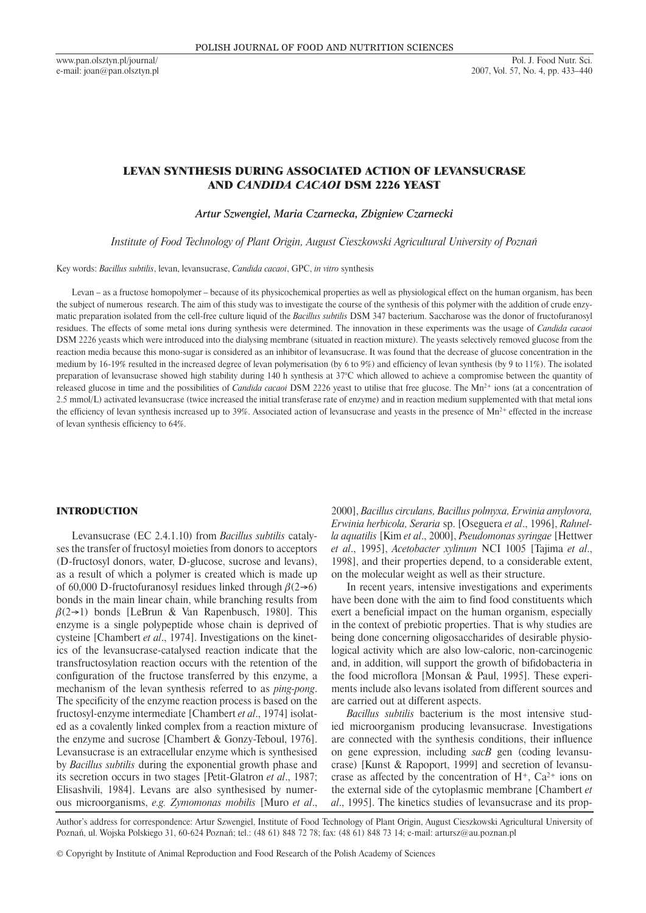# LEVAN SYNTHESIS DURING ASSOCIATED ACTION OF LEVANSUCRASE AND *CANDIDA CACAOI* DSM 2226 YEAST

*Artur Szwengiel, Maria Czarnecka, Zbigniew Czarnecki*

*Institute of Food Technology of Plant Origin, August Cieszkowski Agricultural University of Poznań*

Key words: *Bacillus subtilis*, levan, levansucrase, *Candida cacaoi*, GPC, *in vitro* synthesis

Levan – as a fructose homopolymer – because of its physicochemical properties as well as physiological effect on the human organism, has been the subject of numerous research. The aim of this study was to investigate the course of the synthesis of this polymer with the addition of crude enzymatic preparation isolated from the cell-free culture liquid of the *Bacillus subtilis* DSM 347 bacterium. Saccharose was the donor of fructofuranosyl residues. The effects of some metal ions during synthesis were determined. The innovation in these experiments was the usage of *Candida cacaoi* DSM 2226 yeasts which were introduced into the dialysing membrane (situated in reaction mixture). The yeasts selectively removed glucose from the reaction media because this mono-sugar is considered as an inhibitor of levansucrase. It was found that the decrease of glucose concentration in the medium by 16-19% resulted in the increased degree of levan polymerisation (by 6 to 9%) and efficiency of levan synthesis (by 9 to 11%). The isolated preparation of levansucrase showed high stability during 140 h synthesis at 37°C which allowed to achieve a compromise between the quantity of released glucose in time and the possibilities of *Candida cacaoi* DSM 2226 yeast to utilise that free glucose. The $Mn^{2+}$ ions (at a concentration of 2.5 mmol/L) activated levansucrase (twice increased the initial transferase rate of enzyme) and in reaction medium supplemented with that metal ions the efficiency of levan synthesis increased up to 39%. Associated action of levansucrase and yeasts in the presence of $Mn^{2+}$ effected in the increase of levan synthesis efficiency to 64%.

## INTRODUCTION

Levansucrase (EC 2.4.1.10) from *Bacillus subtilis* catalyses the transfer of fructosyl moieties from donors to acceptors (D-fructosyl donors, water, D-glucose, sucrose and levans), as a result of which a polymer is created which is made up of 60,000 D-fructofuranosyl residues linked through $\beta(2\rightarrow6)$ bonds in the main linear chain, while branching results from $\beta(2\rightarrow1)$ bonds [LeBrun & Van Rapenbusch, 1980]. This enzyme is a single polypeptide whose chain is deprived of cysteine [Chambert *et al*., 1974]. Investigations on the kinetics of the levansucrase-catalysed reaction indicate that the transfructosylation reaction occurs with the retention of the configuration of the fructose transferred by this enzyme, a mechanism of the levan synthesis referred to as *ping-pong*. The specificity of the enzyme reaction process is based on the fructosyl-enzyme intermediate [Chambert *et al*., 1974] isolated as a covalently linked complex from a reaction mixture of the enzyme and sucrose [Chambert & Gonzy-Teboul, 1976]. Levansucrase is an extracellular enzyme which is synthesised by *Bacillus subtilis* during the exponential growth phase and its secretion occurs in two stages [Petit-Glatron *et al*., 1987; Elisashvili, 1984]. Levans are also synthesised by numerous microorganisms, *e.g. Zymomonas mobilis* [Muro *et al*., 2000], *Bacillus circulans, Bacillus polmyxa, Erwinia amylovora, Erwinia herbicola, Seraria* sp. [Oseguera *et al*., 1996], *Rahnella aquatilis* [Kim *et al*., 2000], *Pseudomonas syringae* [Hettwer *et al*., 1995], *Acetobacter xylinum* NCI 1005 [Tajima *et al*., 1998], and their properties depend, to a considerable extent, on the molecular weight as well as their structure.

In recent years, intensive investigations and experiments have been done with the aim to find food constituents which exert a beneficial impact on the human organism, especially in the context of prebiotic properties. That is why studies are being done concerning oligosaccharides of desirable physiological activity which are also low-caloric, non-carcinogenic and, in addition, will support the growth of bifidobacteria in the food microflora [Monsan & Paul, 1995]. These experiments include also levans isolated from different sources and are carried out at different aspects.

*Bacillus subtilis* bacterium is the most intensive studied microorganism producing levansucrase. Investigations are connected with the synthesis conditions, their influence on gene expression, including *sacB* gen (coding levansucrase) [Kunst & Rapoport, 1999] and secretion of levansucrase as affected by the concentration of $H^{+}$, $Ca^{2+}$ ions on the external side of the cytoplasmic membrane [Chambert *et al*., 1995]. The kinetics studies of levansucrase and its prop-

Author's address for correspondence: Artur Szwengiel, Institute of Food Technology of Plant Origin, August Cieszkowski Agricultural University of Poznań, ul. Wojska Polskiego 31, 60-624 Poznań; tel.: (48 61) 848 72 78; fax: (48 61) 848 73 14; e-mail: artursz@au.poznan.pl

© Copyright by Institute of Animal Reproduction and Food Research of the Polish Academy of Sciences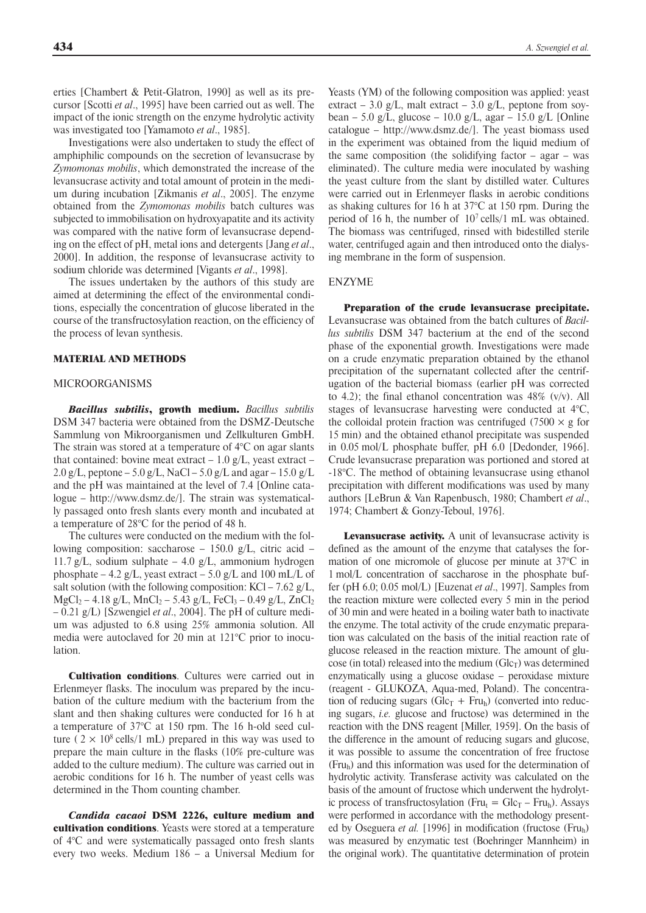erties [Chambert & Petit-Glatron, 1990] as well as its precursor [Scotti *et al*., 1995] have been carried out as well. The impact of the ionic strength on the enzyme hydrolytic activity was investigated too [Yamamoto *et al*., 1985].

Investigations were also undertaken to study the effect of amphiphilic compounds on the secretion of levansucrase by *Zymomonas mobilis*, which demonstrated the increase of the levansucrase activity and total amount of protein in the medium during incubation [Zikmanis *et al*., 2005]. The enzyme obtained from the *Zymomonas mobilis* batch cultures was subjected to immobilisation on hydroxyapatite and its activity was compared with the native form of levansucrase depending on the effect of pH, metal ions and detergents [Jang *et al*., 2000]. In addition, the response of levansucrase activity to sodium chloride was determined [Vigants *et al*., 1998].

The issues undertaken by the authors of this study are aimed at determining the effect of the environmental conditions, especially the concentration of glucose liberated in the course of the transfructosylation reaction, on the efficiency of the process of levan synthesis.

## MATERIAL AND METHODS

### MICROORGANISMS

***Bacillus subtilis*, growth medium.** *Bacillus subtilis* DSM 347 bacteria were obtained from the DSMZ-Deutsche Sammlung von Mikroorganismen und Zellkulturen GmbH. The strain was stored at a temperature of 4°C on agar slants that contained: bovine meat extract – 1.0 g/L, yeast extract – 2.0 g/L, peptone – 5.0 g/L, NaCl – 5.0 g/L and agar – 15.0 g/L and the pH was maintained at the level of 7.4 [Online catalogue – http://www.dsmz.de/]. The strain was systematically passaged onto fresh slants every month and incubated at a temperature of 28°C for the period of 48 h.

The cultures were conducted on the medium with the following composition: saccharose – 150.0 g/L, citric acid – 11.7 g/L, sodium sulphate – 4.0 g/L, ammonium hydrogen phosphate – 4.2 g/L, yeast extract – 5.0 g/L and 100 mL/L of salt solution (with the following composition: KCl – 7.62 g/L, $MgCl_2$ – 4.18 g/L, $MnCl_2$ – 5.43 g/L, $FeCl_3$ – 0.49 g/L, $ZnCl_2$ – 0.21 g/L) [Szwengiel *et al*., 2004]. The pH of culture medium was adjusted to 6.8 using 25% ammonia solution. All media were autoclaved for 20 min at 121°C prior to inoculation.

**Cultivation conditions**. Cultures were carried out in Erlenmeyer flasks. The inoculum was prepared by the incubation of the culture medium with the bacterium from the slant and then shaking cultures were conducted for 16 h at a temperature of 37°C at 150 rpm. The 16 h-old seed culture ( $2 \times 10^8$ cells/1 mL) prepared in this way was used to prepare the main culture in the flasks (10% pre-culture was added to the culture medium). The culture was carried out in aerobic conditions for 16 h. The number of yeast cells was determined in the Thom counting chamber.

***Candida cacaoi* DSM 2226, culture medium and cultivation conditions**. Yeasts were stored at a temperature of 4°C and were systematically passaged onto fresh slants every two weeks. Medium 186 – a Universal Medium for Yeasts (YM) of the following composition was applied: yeast extract – 3.0 g/L, malt extract – 3.0 g/L, peptone from soybean – 5.0 g/L, glucose – 10.0 g/L, agar – 15.0 g/L [Online catalogue – http://www.dsmz.de/]. The yeast biomass used in the experiment was obtained from the liquid medium of the same composition (the solidifying factor – agar – was eliminated). The culture media were inoculated by washing the yeast culture from the slant by distilled water. Cultures were carried out in Erlenmeyer flasks in aerobic conditions as shaking cultures for 16 h at 37°C at 150 rpm. During the period of 16 h, the number of $10^7$ cells/1 mL was obtained. The biomass was centrifuged, rinsed with bidestilled sterile water, centrifuged again and then introduced onto the dialysing membrane in the form of suspension.

### ENZYME

**Preparation of the crude levansucrase precipitate.** Levansucrase was obtained from the batch cultures of *Bacillus subtilis* DSM 347 bacterium at the end of the second phase of the exponential growth. Investigations were made on a crude enzymatic preparation obtained by the ethanol precipitation of the supernatant collected after the centrifugation of the bacterial biomass (earlier pH was corrected to 4.2); the final ethanol concentration was 48% (v/v). All stages of levansucrase harvesting were conducted at 4°C, the colloidal protein fraction was centrifuged ($7500 \times g$ for 15 min) and the obtained ethanol precipitate was suspended in 0.05 mol/L phosphate buffer, pH 6.0 [Dedonder, 1966]. Crude levansucrase preparation was portioned and stored at -18°C. The method of obtaining levansucrase using ethanol precipitation with different modifications was used by many authors [LeBrun & Van Rapenbusch, 1980; Chambert *et al*., 1974; Chambert & Gonzy-Teboul, 1976].

**Levansucrase activity.** A unit of levansucrase activity is defined as the amount of the enzyme that catalyses the formation of one micromole of glucose per minute at 37°C in 1 mol/L concentration of saccharose in the phosphate buffer (pH 6.0; 0.05 mol/L) [Euzenat *et al*., 1997]. Samples from the reaction mixture were collected every 5 min in the period of 30 min and were heated in a boiling water bath to inactivate the enzyme. The total activity of the crude enzymatic preparation was calculated on the basis of the initial reaction rate of glucose released in the reaction mixture. The amount of glucose (in total) released into the medium ($Glc_T$) was determined enzymatically using a glucose oxidase – peroxidase mixture (reagent - GLUKOZA, Aqua-med, Poland). The concentration of reducing sugars ($Glc_T + Fru_h$) (converted into reducing sugars, *i.e.* glucose and fructose) was determined in the reaction with the DNS reagent [Miller, 1959]. On the basis of the difference in the amount of reducing sugars and glucose, it was possible to assume the concentration of free fructose ($Fru_h$) and this information was used for the determination of hydrolytic activity. Transferase activity was calculated on the basis of the amount of fructose which underwent the hydrolytic process of transfructosylation ($Fru_t = Glc_T - Fru_h$). Assays were performed in accordance with the methodology presented by Oseguera *et al.* [1996] in modification (fructose ($Fru_h$) was measured by enzymatic test (Boehringer Mannheim) in the original work). The quantitative determination of protein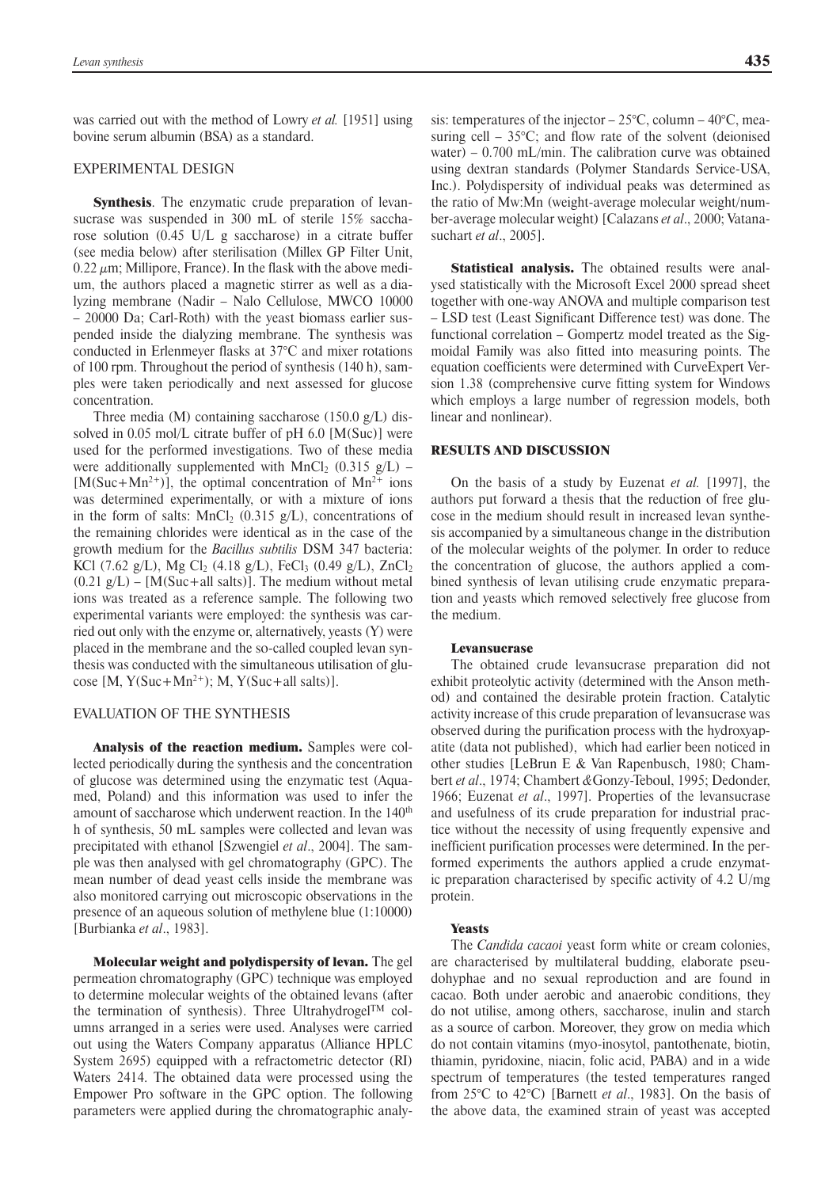was carried out with the method of Lowry *et al.* [1951] using bovine serum albumin (BSA) as a standard.

## EXPERIMENTAL DESIGN

**Synthesis**. The enzymatic crude preparation of levansucrase was suspended in 300 mL of sterile 15% saccharose solution (0.45 U/L g saccharose) in a citrate buffer (see media below) after sterilisation (Millex GP Filter Unit, 0.22 $\mu$m; Millipore, France). In the flask with the above medium, the authors placed a magnetic stirrer as well as a dialyzing membrane (Nadir – Nalo Cellulose, MWCO 10000 – 20000 Da; Carl-Roth) with the yeast biomass earlier suspended inside the dialyzing membrane. The synthesis was conducted in Erlenmeyer flasks at 37°C and mixer rotations of 100 rpm. Throughout the period of synthesis (140 h), samples were taken periodically and next assessed for glucose concentration.

Three media (M) containing saccharose (150.0 g/L) dissolved in 0.05 mol/L citrate buffer of pH 6.0 [M(Suc)] were used for the performed investigations. Two of these media were additionally supplemented with $MnCl_2$ (0.315 g/L) – [M(Suc+$Mn^{2+}$)], the optimal concentration of $Mn^{2+}$ ions was determined experimentally, or with a mixture of ions in the form of salts: $MnCl_2$ (0.315 g/L), concentrations of the remaining chlorides were identical as in the case of the growth medium for the *Bacillus subtilis* DSM 347 bacteria: KCl (7.62 g/L), Mg $Cl_2$ (4.18 g/L), $FeCl_3$ (0.49 g/L), $ZnCl_2$ (0.21 g/L) – [M(Suc+all salts)]. The medium without metal ions was treated as a reference sample. The following two experimental variants were employed: the synthesis was carried out only with the enzyme or, alternatively, yeasts (Y) were placed in the membrane and the so-called coupled levan synthesis was conducted with the simultaneous utilisation of glucose [M, Y(Suc+$Mn^{2+}$); M, Y(Suc+all salts)].

## EVALUATION OF THE SYNTHESIS

**Analysis of the reaction medium.** Samples were collected periodically during the synthesis and the concentration of glucose was determined using the enzymatic test (Aquamed, Poland) and this information was used to infer the amount of saccharose which underwent reaction. In the 140$^{th}$ h of synthesis, 50 mL samples were collected and levan was precipitated with ethanol [Szwengiel *et al*., 2004]. The sample was then analysed with gel chromatography (GPC). The mean number of dead yeast cells inside the membrane was also monitored carrying out microscopic observations in the presence of an aqueous solution of methylene blue (1:10000) [Burbianka *et al*., 1983].

**Molecular weight and polydispersity of levan.** The gel permeation chromatography (GPC) technique was employed to determine molecular weights of the obtained levans (after the termination of synthesis). Three Ultrahydrogel™ columns arranged in a series were used. Analyses were carried out using the Waters Company apparatus (Alliance HPLC System 2695) equipped with a refractometric detector (RI) Waters 2414. The obtained data were processed using the Empower Pro software in the GPC option. The following parameters were applied during the chromatographic analysis: temperatures of the injector – 25°C, column – 40°C, measuring cell – 35°C; and flow rate of the solvent (deionised water) – 0.700 mL/min. The calibration curve was obtained using dextran standards (Polymer Standards Service-USA, Inc.). Polydispersity of individual peaks was determined as the ratio of Mw:Mn (weight-average molecular weight/number-average molecular weight) [Calazans *et al*., 2000; Vatanasuchart *et al*., 2005].

**Statistical analysis.** The obtained results were analysed statistically with the Microsoft Excel 2000 spread sheet together with one-way ANOVA and multiple comparison test – LSD test (Least Significant Difference test) was done. The functional correlation – Gompertz model treated as the Sigmoidal Family was also fitted into measuring points. The equation coefficients were determined with CurveExpert Version 1.38 (comprehensive curve fitting system for Windows which employs a large number of regression models, both linear and nonlinear).

## RESULTS AND DISCUSSION

On the basis of a study by Euzenat *et al.* [1997], the authors put forward a thesis that the reduction of free glucose in the medium should result in increased levan synthesis accompanied by a simultaneous change in the distribution of the molecular weights of the polymer. In order to reduce the concentration of glucose, the authors applied a combined synthesis of levan utilising crude enzymatic preparation and yeasts which removed selectively free glucose from the medium.

### Levansucrase

The obtained crude levansucrase preparation did not exhibit proteolytic activity (determined with the Anson method) and contained the desirable protein fraction. Catalytic activity increase of this crude preparation of levansucrase was observed during the purification process with the hydroxyapatite (data not published), which had earlier been noticed in other studies [LeBrun E & Van Rapenbusch, 1980; Chambert *et al*., 1974; Chambert &Gonzy-Teboul, 1995; Dedonder, 1966; Euzenat *et al*., 1997]. Properties of the levansucrase and usefulness of its crude preparation for industrial practice without the necessity of using frequently expensive and inefficient purification processes were determined. In the performed experiments the authors applied a crude enzymatic preparation characterised by specific activity of 4.2 U/mg protein.

### Yeasts

The *Candida cacaoi* yeast form white or cream colonies, are characterised by multilateral budding, elaborate pseudohyphae and no sexual reproduction and are found in cacao. Both under aerobic and anaerobic conditions, they do not utilise, among others, saccharose, inulin and starch as a source of carbon. Moreover, they grow on media which do not contain vitamins (myo-inosytol, pantothenate, biotin, thiamin, pyridoxine, niacin, folic acid, PABA) and in a wide spectrum of temperatures (the tested temperatures ranged from 25°C to 42°C) [Barnett *et al*., 1983]. On the basis of the above data, the examined strain of yeast was accepted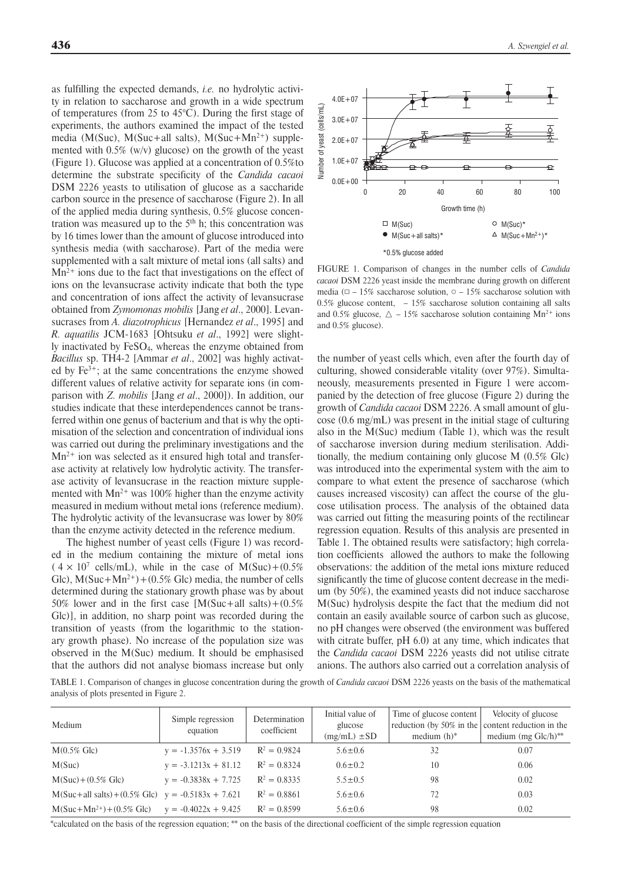as fulfilling the expected demands, *i.e.* no hydrolytic activity in relation to saccharose and growth in a wide spectrum of temperatures (from 25 to 45°C). During the first stage of experiments, the authors examined the impact of the tested media (M(Suc), M(Suc+all salts), M(Suc+$Mn^{2+}$) supplemented with 0.5% (w/v) glucose) on the growth of the yeast (Figure 1). Glucose was applied at a concentration of 0.5%to determine the substrate specificity of the *Candida cacaoi* DSM 2226 yeasts to utilisation of glucose as a saccharide carbon source in the presence of saccharose (Figure 2). In all of the applied media during synthesis, 0.5% glucose concentration was measured up to the 5[th] h; this concentration was by 16 times lower than the amount of glucose introduced into synthesis media (with saccharose). Part of the media were supplemented with a salt mixture of metal ions (all salts) and $Mn^{2+}$ ions due to the fact that investigations on the effect of ions on the levansucrase activity indicate that both the type and concentration of ions affect the activity of levansucrase obtained from *Zymomonas mobilis* [Jang *et al*., 2000]. Levansucrases from *A. diazotrophicus* [Hernandez *et al*., 1995] and *R. aquatilis* JCM-1683 [Ohtsuku *et al*., 1992] were slightly inactivated by $FeSO_4$, whereas the enzyme obtained from *Bacillus* sp. TH4-2 [Ammar *et al*., 2002] was highly activated by $Fe^{3+}$; at the same concentrations the enzyme showed different values of relative activity for separate ions (in comparison with *Z. mobilis* [Jang *et al*., 2000]). In addition, our studies indicate that these interdependences cannot be transferred within one genus of bacterium and that is why the optimisation of the selection and concentration of individual ions was carried out during the preliminary investigations and the $Mn^{2+}$ ion was selected as it ensured high total and transferase activity at relatively low hydrolytic activity. The transferase activity of levansucrase in the reaction mixture supplemented with $Mn^{2+}$ was 100% higher than the enzyme activity measured in medium without metal ions (reference medium). The hydrolytic activity of the levansucrase was lower by 80% than the enzyme activity detected in the reference medium.

The highest number of yeast cells (Figure 1) was recorded in the medium containing the mixture of metal ions ($4 \times 10^7$ cells/mL), while in the case of M(Suc)+(0.5% Glc), M(Suc+$Mn^{2+}$)+(0.5% Glc) media, the number of cells determined during the stationary growth phase was by about 50% lower and in the first case [M(Suc+all salts)+(0.5% Glc)], in addition, no sharp point was recorded during the transition of yeasts (from the logarithmic to the stationary growth phase). No increase of the population size was observed in the M(Suc) medium. It should be emphasised that the authors did not analyse biomass increase but only the number of yeast cells which, even after the fourth day of culturing, showed considerable vitality (over 97%). Simultaneously, measurements presented in Figure 1 were accompanied by the detection of free glucose (Figure 2) during the growth of *Candida cacaoi* DSM 2226. A small amount of glucose (0.6 mg/mL) was present in the initial stage of culturing also in the M(Suc) medium (Table 1), which was the result of saccharose inversion during medium sterilisation. Additionally, the medium containing only glucose M (0.5% Glc) was introduced into the experimental system with the aim to compare to what extent the presence of saccharose (which causes increased viscosity) can affect the course of the glucose utilisation process. The analysis of the obtained data was carried out fitting the measuring points of the rectilinear regression equation. Results of this analysis are presented in Table 1. The obtained results were satisfactory; high correlation coefficients allowed the authors to make the following observations: the addition of the metal ions mixture reduced significantly the time of glucose content decrease in the medium (by 50%), the examined yeasts did not induce saccharose M(Suc) hydrolysis despite the fact that the medium did not contain an easily available source of carbon such as glucose, no pH changes were observed (the environment was buffered with citrate buffer, pH 6.0) at any time, which indicates that the *Candida cacaoi* DSM 2226 yeasts did not utilise citrate anions. The authors also carried out a correlation analysis of

FIGURE 1. Comparison of changes in the number cells of *Candida cacaoi* DSM 2226 yeast inside the membrane during growth on different media (□ – 15% saccharose solution, ○ – 15% saccharose solution with 0.5% glucose content, ● – 15% saccharose solution containing all salts and 0.5% glucose, △ – 15% saccharose solution containing $Mn^{2+}$ ions and 0.5% glucose).

TABLE 1. Comparison of changes in glucose concentration during the growth of *Candida cacaoi* DSM 2226 yeasts on the basis of the mathematical analysis of plots presented in Figure 2.

| Medium | Simple regression equation | Determination coefficient | Initial value of glucose (mg/mL) ±SD | Time of glucose content reduction (by 50% in the medium (h)* | Velocity of glucose content reduction in the medium (mg Glc/h)** |
|---|---|---|---|---|---|
| M(0.5% Glc) | $y = -1.3576x + 3.519$ | $R^2 = 0.9824$ | 5.6±0.6 | 32 | 0.07 |
| M(Suc) | $y = -3.1213x + 81.12$ | $R^2 = 0.8324$ | 0.6±0.2 | 10 | 0.06 |
| M(Suc)+(0.5% Glc) | $y = -0.3838x + 7.725$ | $R^2 = 0.8335$ | 5.5±0.5 | 98 | 0.02 |
| M(Suc+all salts)+(0.5% Glc) | $y = -0.5183x + 7.621$ | $R^2 = 0.8861$ | 5.6±0.6 | 72 | 0.03 |
| M(Suc+$Mn^{2+}$)+(0.5% Glc) | $y = -0.4022x + 9.425$ | $R^2 = 0.8599$ | 5.6±0.6 | 98 | 0.02 |

*calculated on the basis of the regression equation; ** on the basis of the directional coefficient of the simple regression equation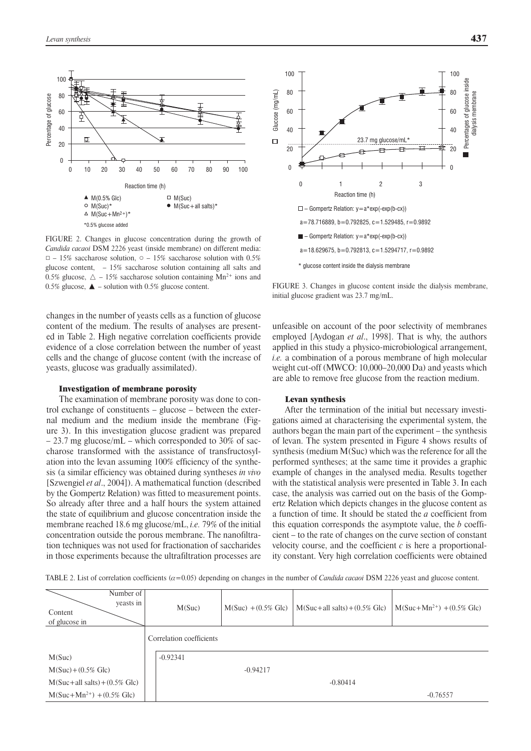FIGURE 2. Changes in glucose concentration during the growth of *Candida cacaoi* DSM 2226 yeast (inside membrane) on different media: □ – 15% saccharose solution, ○ – 15% saccharose solution with 0.5% glucose content, ● – 15% saccharose solution containing all salts and 0.5% glucose, △ – 15% saccharose solution containing $Mn^{2+}$ ions and 0.5% glucose, ▲ – solution with 0.5% glucose content.

FIGURE 3. Changes in glucose content inside the dialysis membrane, initial glucose gradient was 23.7 mg/mL.

changes in the number of yeasts cells as a function of glucose content of the medium. The results of analyses are presented in Table 2. High negative correlation coefficients provide evidence of a close correlation between the number of yeast cells and the change of glucose content (with the increase of yeasts, glucose was gradually assimilated).

### Investigation of membrane porosity

The examination of membrane porosity was done to control exchange of constituents – glucose – between the external medium and the medium inside the membrane (Figure 3). In this investigation glucose gradient was prepared – 23.7 mg glucose/mL – which corresponded to 30% of saccharose transformed with the assistance of transfructosylation into the levan assuming 100% efficiency of the synthesis (a similar efficiency was obtained during syntheses *in vivo* [Szwengiel *et al*., 2004]). A mathematical function (described by the Gompertz Relation) was fitted to measurement points. So already after three and a half hours the system attained the state of equilibrium and glucose concentration inside the membrane reached 18.6 mg glucose/mL, *i.e.* 79% of the initial concentration outside the porous membrane. The nanofiltration techniques was not used for fractionation of saccharides in those experiments because the ultrafiltration processes are unfeasible on account of the poor selectivity of membranes employed [Aydogan *et al*., 1998]. That is why, the authors applied in this study a physico-microbiological arrangement, *i.e.* a combination of a porous membrane of high molecular weight cut-off (MWCO: 10,000–20,000 Da) and yeasts which are able to remove free glucose from the reaction medium.

### Levan synthesis

After the termination of the initial but necessary investigations aimed at characterising the experimental system, the authors began the main part of the experiment – the synthesis of levan. The system presented in Figure 4 shows results of synthesis (medium M(Suc) which was the reference for all the performed syntheses; at the same time it provides a graphic example of changes in the analysed media. Results together with the statistical analysis were presented in Table 3. In each case, the analysis was carried out on the basis of the Gompertz Relation which depicts changes in the glucose content as a function of time. It should be stated the *a* coefficient from this equation corresponds the asymptote value, the *b* coefficient – to the rate of changes on the curve section of constant velocity course, and the coefficient *c* is here a proportionality constant. Very high correlation coefficients were obtained

TABLE 2. List of correlation coefficients ($\alpha$=0.05) depending on changes in the number of *Candida cacaoi* DSM 2226 yeast and glucose content.

| Content of glucose in \ Number of yeasts in | M(Suc) | M(Suc) +(0.5% Glc) | M(Suc+all salts)+(0.5% Glc) | $M(Suc+Mn^{2+})$ +(0.5% Glc) |
|---|---|---|---|---|
| | Correlation coefficients | | | |
| M(Suc) | -0.92341 | | | |
| M(Suc)+(0.5% Glc) | | -0.94217 | | |
| M(Suc+all salts)+(0.5% Glc) | | | -0.80414 | |
| $M(Suc+Mn^{2+})$ +(0.5% Glc) | | | | -0.76557 |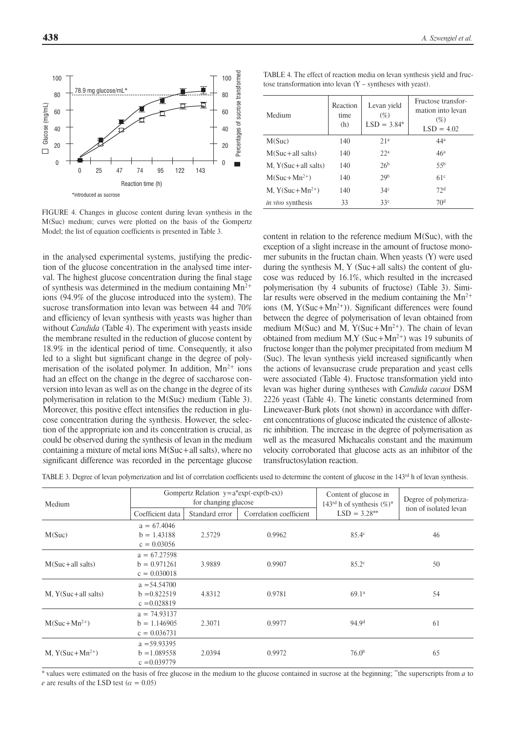FIGURE 4. Changes in glucose content during levan synthesis in the M(Suc) medium; curves were plotted on the basis of the Gompertz Model; the list of equation coefficients is presented in Table 3.

in the analysed experimental systems, justifying the prediction of the glucose concentration in the analysed time interval. The highest glucose concentration during the final stage of synthesis was determined in the medium containing $Mn^{2+}$ ions (94.9% of the glucose introduced into the system). The sucrose transformation into levan was between 44 and 70% and efficiency of levan synthesis with yeasts was higher than without *Candida* (Table 4). The experiment with yeasts inside the membrane resulted in the reduction of glucose content by 18.9% in the identical period of time. Consequently, it also led to a slight but significant change in the degree of polymerisation of the isolated polymer. In addition, $Mn^{2+}$ ions had an effect on the change in the degree of saccharose conversion into levan as well as on the change in the degree of its polymerisation in relation to the M(Suc) medium (Table 3). Moreover, this positive effect intensifies the reduction in glucose concentration during the synthesis. However, the selection of the appropriate ion and its concentration is crucial, as could be observed during the synthesis of levan in the medium containing a mixture of metal ions M(Suc+all salts), where no significant difference was recorded in the percentage glucose content in relation to the reference medium M(Suc), with the exception of a slight increase in the amount of fructose monomer subunits in the fructan chain. When yeasts (Y) were used during the synthesis M, Y (Suc+all salts) the content of glucose was reduced by 16.1%, which resulted in the increased polymerisation (by 4 subunits of fructose) (Table 3). Similar results were observed in the medium containing the $Mn^{2+}$ ions (M, Y(Suc+$Mn^{2+}$)). Significant differences were found between the degree of polymerisation of levan obtained from medium M(Suc) and M, Y(Suc+$Mn^{2+}$). The chain of levan obtained from medium M,Y (Suc+$Mn^{2+}$) was 19 subunits of fructose longer than the polymer precipitated from medium M (Suc). The levan synthesis yield increased significantly when the actions of levansucrase crude preparation and yeast cells were associated (Table 4). Fructose transformation yield into levan was higher during syntheses with *Candida cacaoi* DSM 2226 yeast (Table 4). The kinetic constants determined from Lineweaver-Burk plots (not shown) in accordance with different concentrations of glucose indicated the existence of allosteric inhibition. The increase in the degree of polymerisation as well as the measured Michaealis constant and the maximum velocity corroborated that glucose acts as an inhibitor of the transfructosylation reaction.

TABLE 4. The effect of reaction media on levan synthesis yield and fructose transformation into levan (Y – syntheses with yeast).

| Medium | Reaction time (h) | Levan yield (%) LSD = 3.84* | Fructose transformation into levan (%) LSD = 4.02 |
|---|---|---|---|
| M(Suc) | 140 | 21[a] | 44[a] |
| M(Suc+all salts) | 140 | 22[a] | 46[a] |
| M, Y(Suc+all salts) | 140 | 26[b] | 55[b] |
| M(Suc+$Mn^{2+}$) | 140 | 29[b] | 61[c] |
| M, Y(Suc+$Mn^{2+}$) | 140 | 34[c] | 72[d] |
| *in vivo* synthesis | 33 | 33[c] | 70[d] |

TABLE 3. Degree of levan polymerization and list of correlation coefficients used to determine the content of glucose in the 143[rd] h of levan synthesis.

| Medium | Gompertz Relation $y=a*\exp(-\exp(b-cx))$ for changing glucose | | | Content of glucose in 143[rd] h of synthesis (%)* LSD = 3.28** | Degree of polymerization of isolated levan |
|---|---|---|---|---|---|
| | Coefficient data | Standard error | Correlation coefficient | | |
| M(Suc) | a = 67.4046 b = 1.43188 c = 0.03056 | 2.5729 | 0.9962 | 85.4[c] | 46 |
| M(Suc+all salts) | a = 67.27598 b = 0.971261 c = 0.030018 | 3.9889 | 0.9907 | 85.2[c] | 50 |
| M, Y(Suc+all salts) | a = 54.54700 b = 0.822519 c = 0.028819 | 4.8312 | 0.9781 | 69.1[a] | 54 |
| M(Suc+$Mn^{2+}$) | a = 74.93137 b = 1.146905 c = 0.036731 | 2.3071 | 0.9977 | 94.9[d] | 61 |
| M, Y(Suc+$Mn^{2+}$) | a = 59.93395 b = 1.089558 c = 0.039779 | 2.0394 | 0.9972 | 76.0[b] | 65 |

\* values were estimated on the basis of free glucose in the medium to the glucose contained in sucrose at the beginning; ** the superscripts from *a* to *e* are results of the LSD test ($\alpha = 0.05$)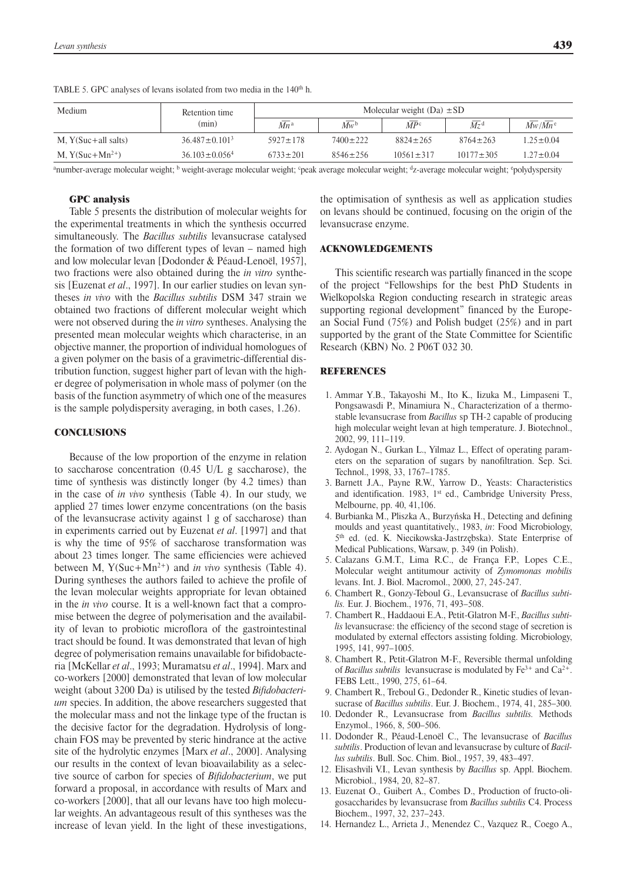TABLE 5. GPC analyses of levans isolated from two media in the 140[th] h.

| Medium | Retention time (min) | Molecular weight (Da) ±SD | | | | |
|---|---|---|---|---|---|---|
| | | $\overline{Mn}$[a] | $\overline{Mw}$[b] | $\overline{MP}$[c] | $\overline{Mz}$[d] | $\overline{Mw}/\overline{Mn}$[e] |
| M, Y(Suc+all salts) | 36.487±0.101[3] | 5927±178 | 7400±222 | 8824±265 | 8764±263 | 1.25±0.04 |
| M, Y(Suc+$Mn^{2+}$) | 36.103±0.056[4] | 6733±201 | 8546±256 | 10561±317 | 10177±305 | 1.27±0.04 |

[a]number-average molecular weight; [b] weight-average molecular weight; [c]peak average molecular weight; [d]z-average molecular weight; [e]polydyspersity

### GPC analysis

Table 5 presents the distribution of molecular weights for the experimental treatments in which the synthesis occurred simultaneously. The *Bacillus subtilis* levansucrase catalysed the formation of two different types of levan – named high and low molecular levan [Dodonder & Péaud-Lenoël, 1957], two fractions were also obtained during the *in vitro* synthesis [Euzenat *et al*., 1997]. In our earlier studies on levan syntheses *in vivo* with the *Bacillus subtilis* DSM 347 strain we obtained two fractions of different molecular weight which were not observed during the *in vitro* syntheses. Analysing the presented mean molecular weights which characterise, in an objective manner, the proportion of individual homologues of a given polymer on the basis of a gravimetric-differential distribution function, suggest higher part of levan with the higher degree of polymerisation in whole mass of polymer (on the basis of the function asymmetry of which one of the measures is the sample polydispersity averaging, in both cases, 1.26).

## CONCLUSIONS

Because of the low proportion of the enzyme in relation to saccharose concentration (0.45 U/L g saccharose), the time of synthesis was distinctly longer (by 4.2 times) than in the case of *in vivo* synthesis (Table 4). In our study, we applied 27 times lower enzyme concentrations (on the basis of the levansucrase activity against 1 g of saccharose) than in experiments carried out by Euzenat *et al*. [1997] and that is why the time of 95% of saccharose transformation was about 23 times longer. The same efficiencies were achieved between M, Y(Suc+$Mn^{2+}$) and *in vivo* synthesis (Table 4). During syntheses the authors failed to achieve the profile of the levan molecular weights appropriate for levan obtained in the *in vivo* course. It is a well-known fact that a compromise between the degree of polymerisation and the availability of levan to probiotic microflora of the gastrointestinal tract should be found. It was demonstrated that levan of high degree of polymerisation remains unavailable for bifidobacteria [McKellar *et al*., 1993; Muramatsu *et al*., 1994]. Marx and co-workers [2000] demonstrated that levan of low molecular weight (about 3200 Da) is utilised by the tested *Bifidobacterium* species. In addition, the above researchers suggested that the molecular mass and not the linkage type of the fructan is the decisive factor for the degradation. Hydrolysis of long-chain FOS may be prevented by steric hindrance at the active site of the hydrolytic enzymes [Marx *et al*., 2000]. Analysing our results in the context of levan bioavailability as a selective source of carbon for species of *Bifidobacterium*, we put forward a proposal, in accordance with results of Marx and co-workers [2000], that all our levans have too high molecular weights. An advantageous result of this syntheses was the increase of levan yield. In the light of these investigations, the optimisation of synthesis as well as application studies on levans should be continued, focusing on the origin of the levansucrase enzyme.

## ACKNOWLEDGEMENTS

This scientific research was partially financed in the scope of the project "Fellowships for the best PhD Students in Wielkopolska Region conducting research in strategic areas supporting regional development" financed by the European Social Fund (75%) and Polish budget (25%) and in part supported by the grant of the State Committee for Scientific Research (KBN) No. 2 P06T 032 30.

## REFERENCES

1. Ammar Y.B., Takayoshi M., Ito K., Iizuka M., Limpaseni T., Pongsawasdi P., Minamiura N., Characterization of a thermostable levansucrase from *Bacillus* sp TH-2 capable of producing high molecular weight levan at high temperature. J. Biotechnol., 2002, 99, 111–119.
2. Aydogan N., Gurkan L., Yilmaz L., Effect of operating parameters on the separation of sugars by nanofiltration. Sep. Sci. Technol., 1998, 33, 1767–1785.
3. Barnett J.A., Payne R.W., Yarrow D., Yeasts: Characteristics and identification. 1983, 1[st] ed., Cambridge University Press, Melbourne, pp. 40, 41,106.
4. Burbianka M., Pliszka A., Burzyńska H., Detecting and defining moulds and yeast quantitatively., 1983, *in*: Food Microbiology, 5[th] ed. (ed. K. Niecikowska-Jastrzębska). State Enterprise of Medical Publications, Warsaw, p. 349 (in Polish).
5. Calazans G.M.T., Lima R.C., de França F.P., Lopes C.E., Molecular weight antitumour activity of *Zymomonas mobilis* levans. Int. J. Biol. Macromol., 2000, 27, 245-247.
6. Chambert R., Gonzy-Teboul G., Levansucrase of *Bacillus subtilis.* Eur. J. Biochem., 1976, 71, 493–508.
7. Chambert R., Haddaoui E.A., Petit-Glatron M-F., *Bacillus subtilis* levansucrase: the efficiency of the second stage of secretion is modulated by external effectors assisting folding. Microbiology, 1995, 141, 997–1005.
8. Chambert R., Petit-Glatron M-F., Reversible thermal unfolding of *Bacillus subtilis* levansucrase is modulated by $Fe^{3+}$ and $Ca^{2+}$. FEBS Lett., 1990, 275, 61–64.
9. Chambert R., Treboul G., Dedonder R., Kinetic studies of levansucrase of *Bacillus subtilis*. Eur. J. Biochem., 1974, 41, 285–300.
10. Dedonder R., Levansucrase from *Bacillus subtilis.* Methods Enzymol., 1966, 8, 500–506.
11. Dodonder R., Péaud-Lenoël C., The levansucrase of *Bacillus subtilis*. Production of levan and levansucrase by culture of *Bacillus subtilis*. Bull. Soc. Chim. Biol., 1957, 39, 483–497.
12. Elisashvili V.I., Levan synthesis by *Bacillus* sp. Appl. Biochem. Microbiol., 1984, 20, 82–87.
13. Euzenat O., Guibert A., Combes D., Production of fructo-oligosaccharides by levansucrase from *Bacillus subtilis* C4. Process Biochem., 1997, 32, 237–243.
14. Hernandez L., Arrieta J., Menendez C., Vazquez R., Coego A.,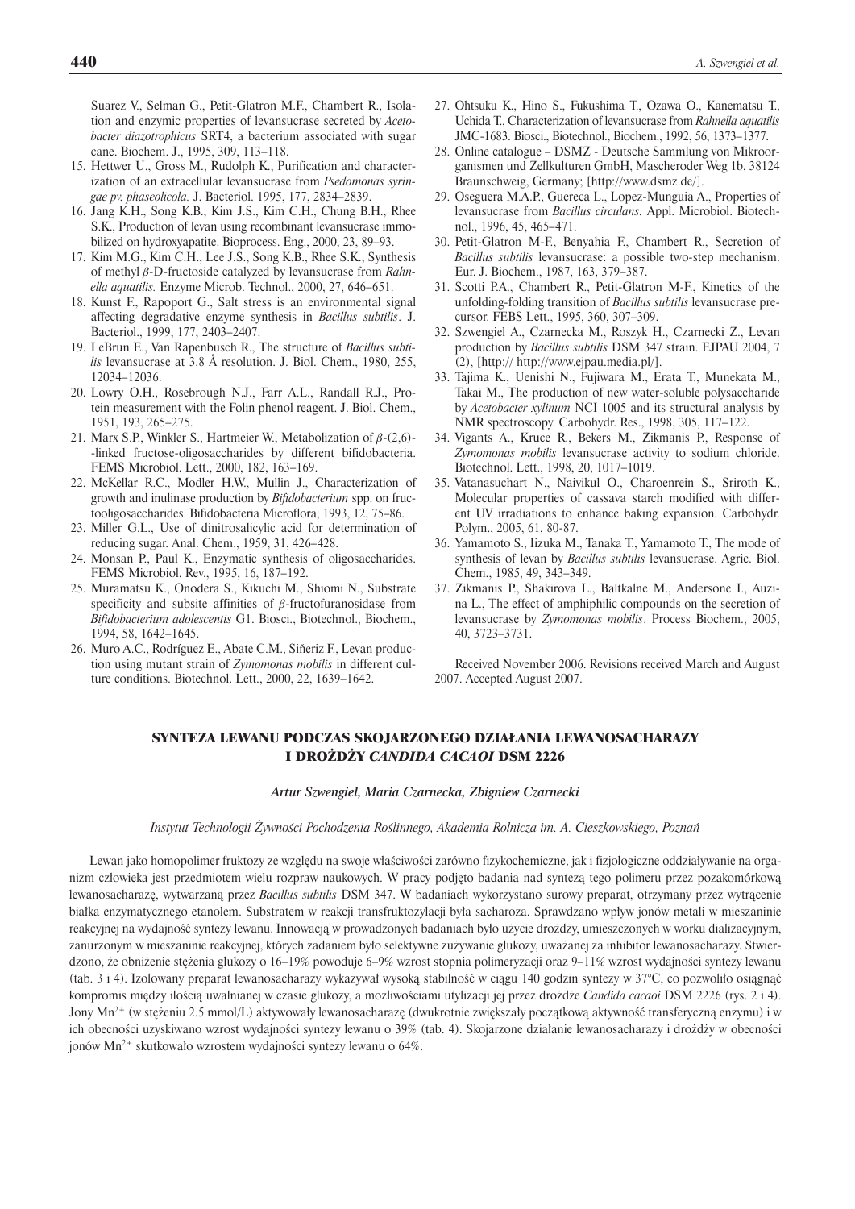Suarez V., Selman G., Petit-Glatron M.F., Chambert R., Isolation and enzymic properties of levansucrase secreted by *Acetobacter diazotrophicus* SRT4, a bacterium associated with sugar cane. Biochem. J., 1995, 309, 113–118.

15. Hettwer U., Gross M., Rudolph K., Purification and characterization of an extracellular levansucrase from *Psedomonas syringae pv. phaseolicola.* J. Bacteriol. 1995, 177, 2834–2839.
16. Jang K.H., Song K.B., Kim J.S., Kim C.H., Chung B.H., Rhee S.K., Production of levan using recombinant levansucrase immobilized on hydroxyapatite. Bioprocess. Eng., 2000, 23, 89–93.
17. Kim M.G., Kim C.H., Lee J.S., Song K.B., Rhee S.K., Synthesis of methyl $\beta$-D-fructoside catalyzed by levansucrase from *Rahnella aquatilis.* Enzyme Microb. Technol., 2000, 27, 646–651.
18. Kunst F., Rapoport G., Salt stress is an environmental signal affecting degradative enzyme synthesis in *Bacillus subtilis*. J. Bacteriol., 1999, 177, 2403–2407.
19. LeBrun E., Van Rapenbusch R., The structure of *Bacillus subtilis* levansucrase at 3.8 Å resolution. J. Biol. Chem., 1980, 255, 12034–12036.
20. Lowry O.H., Rosebrough N.J., Farr A.L., Randall R.J., Protein measurement with the Folin phenol reagent. J. Biol. Chem., 1951, 193, 265–275.
21. Marx S.P., Winkler S., Hartmeier W., Metabolization of $\beta$-(2,6)-linked fructose-oligosaccharides by different bifidobacteria. FEMS Microbiol. Lett., 2000, 182, 163–169.
22. McKellar R.C., Modler H.W., Mullin J., Characterization of growth and inulinase production by *Bifidobacterium* spp. on fructooligosaccharides. Bifidobacteria Microflora, 1993, 12, 75–86.
23. Miller G.L., Use of dinitrosalicylic acid for determination of reducing sugar. Anal. Chem., 1959, 31, 426–428.
24. Monsan P., Paul K., Enzymatic synthesis of oligosaccharides. FEMS Microbiol. Rev., 1995, 16, 187–192.
25. Muramatsu K., Onodera S., Kikuchi M., Shiomi N., Substrate specificity and subsite affinities of $\beta$-fructofuranosidase from *Bifidobacterium adolescentis* G1. Biosci., Biotechnol., Biochem., 1994, 58, 1642–1645.
26. Muro A.C., Rodríguez E., Abate C.M., Siñeriz F., Levan production using mutant strain of *Zymomonas mobilis* in different culture conditions. Biotechnol. Lett., 2000, 22, 1639–1642.
27. Ohtsuku K., Hino S., Fukushima T., Ozawa O., Kanematsu T., Uchida T., Characterization of levansucrase from *Rahnella aquatilis* JMC-1683. Biosci., Biotechnol., Biochem., 1992, 56, 1373–1377.
28. Online catalogue – DSMZ - Deutsche Sammlung von Mikroorganismen und Zellkulturen GmbH, Mascheroder Weg 1b, 38124 Braunschweig, Germany; [http://www.dsmz.de/].
29. Oseguera M.A.P., Guereca L., Lopez-Munguia A., Properties of levansucrase from *Bacillus circulans.* Appl. Microbiol. Biotechnol., 1996, 45, 465–471.
30. Petit-Glatron M-F., Benyahia F., Chambert R., Secretion of *Bacillus subtilis* levansucrase: a possible two-step mechanism. Eur. J. Biochem., 1987, 163, 379–387.
31. Scotti P.A., Chambert R., Petit-Glatron M-F., Kinetics of the unfolding-folding transition of *Bacillus subtilis* levansucrase precursor. FEBS Lett., 1995, 360, 307–309.
32. Szwengiel A., Czarnecka M., Roszyk H., Czarnecki Z., Levan production by *Bacillus subtilis* DSM 347 strain. EJPAU 2004, 7 (2), [http:// http://www.ejpau.media.pl/].
33. Tajima K., Uenishi N., Fujiwara M., Erata T., Munekata M., Takai M., The production of new water-soluble polysaccharide by *Acetobacter xylinum* NCI 1005 and its structural analysis by NMR spectroscopy. Carbohydr. Res., 1998, 305, 117–122.
34. Vigants A., Kruce R., Bekers M., Zikmanis P., Response of *Zymomonas mobilis* levansucrase activity to sodium chloride. Biotechnol. Lett., 1998, 20, 1017–1019.
35. Vatanasuchart N., Naivikul O., Charoenrein S., Sriroth K., Molecular properties of cassava starch modified with different UV irradiations to enhance baking expansion. Carbohydr. Polym., 2005, 61, 80-87.
36. Yamamoto S., Iizuka M., Tanaka T., Yamamoto T., The mode of synthesis of levan by *Bacillus subtilis* levansucrase. Agric. Biol. Chem., 1985, 49, 343–349.
37. Zikmanis P., Shakirova L., Baltkalne M., Andersone I., Auzina L., The effect of amphiphilic compounds on the secretion of levansucrase by *Zymomonas mobilis*. Process Biochem., 2005, 40, 3723–3731.

Received November 2006. Revisions received March and August 2007. Accepted August 2007.

## SYNTEZA LEWANU PODCZAS SKOJARZONEGO DZIAŁANIA LEWANOSACHARAZY I DROŻDŻY *CANDIDA CACAOI* DSM 2226

***Artur Szwengiel, Maria Czarnecka, Zbigniew Czarnecki***

*Instytut Technologii Żywności Pochodzenia Roślinnego, Akademia Rolnicza im. A. Cieszkowskiego, Poznań*

Lewan jako homopolimer fruktozy ze względu na swoje właściwości zarówno fizykochemiczne, jak i fizjologiczne oddziaływanie na organizm człowieka jest przedmiotem wielu rozpraw naukowych. W pracy podjęto badania nad syntezą tego polimeru przez pozakomórkową lewanosacharazę, wytwarzaną przez *Bacillus subtilis* DSM 347. W badaniach wykorzystano surowy preparat, otrzymany przez wytrącenie białka enzymatycznego etanolem. Substratem w reakcji transfruktozylacji była sacharoza. Sprawdzano wpływ jonów metali w mieszaninie reakcyjnej na wydajność syntezy lewanu. Innowacją w prowadzonych badaniach było użycie drożdży, umieszczonych w worku dializacyjnym, zanurzonym w mieszaninie reakcyjnej, których zadaniem było selektywne zużywanie glukozy, uważanej za inhibitor lewanosacharazy. Stwierdzono, że obniżenie stężenia glukozy o 16–19% powoduje 6–9% wzrost stopnia polimeryzacji oraz 9–11% wzrost wydajności syntezy lewanu (tab. 3 i 4). Izolowany preparat lewanosacharazy wykazywał wysoką stabilność w ciągu 140 godzin syntezy w 37°C, co pozwoliło osiągnąć kompromis między ilością uwalnianej w czasie glukozy, a możliwościami utylizacji jej przez drożdże *Candida cacaoi* DSM 2226 (rys. 2 i 4). Jony $Mn^{2+}$ (w stężeniu 2.5 mmol/L) aktywowały lewanosacharazę (dwukrotnie zwiększały początkową aktywność transferyczną enzymu) i w ich obecności uzyskiwano wzrost wydajności syntezy lewanu o 39% (tab. 4). Skojarzone działanie lewanosacharazy i drożdży w obecności jonów $Mn^{2+}$ skutkowało wzrostem wydajności syntezy lewanu o 64%.